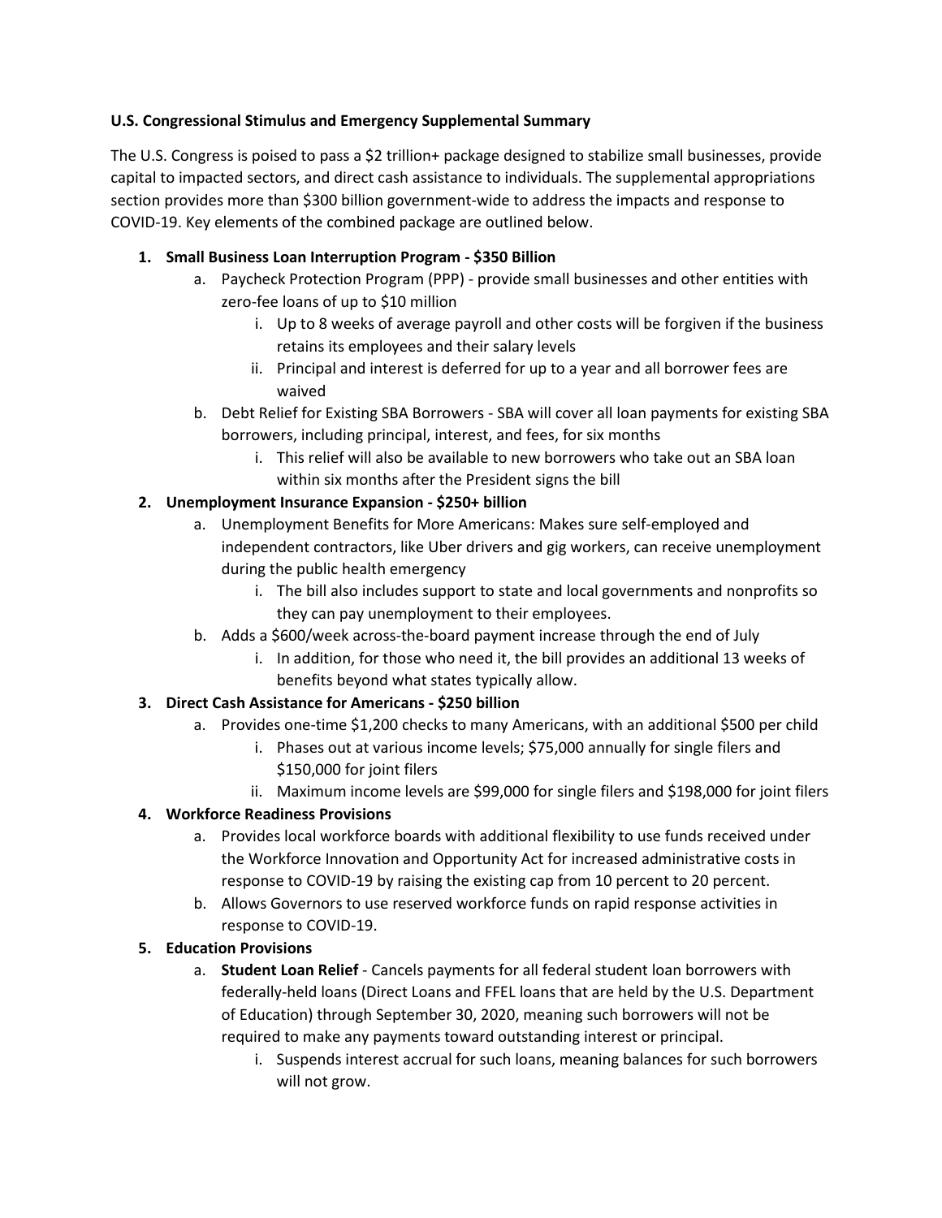**U.S. Congressional Stimulus and Emergency Supplemental Summary**

The U.S. Congress is poised to pass a $2 trillion+ package designed to stabilize small businesses, provide capital to impacted sectors, and direct cash assistance to individuals. The supplemental appropriations section provides more than $300 billion government-wide to address the impacts and response to COVID-19. Key elements of the combined package are outlined below.

1. **Small Business Loan Interruption Program - $350 Billion**
   a. Paycheck Protection Program (PPP) - provide small businesses and other entities with zero-fee loans of up to $10 million
      i. Up to 8 weeks of average payroll and other costs will be forgiven if the business retains its employees and their salary levels
      ii. Principal and interest is deferred for up to a year and all borrower fees are waived
   b. Debt Relief for Existing SBA Borrowers - SBA will cover all loan payments for existing SBA borrowers, including principal, interest, and fees, for six months
      i. This relief will also be available to new borrowers who take out an SBA loan within six months after the President signs the bill
2. **Unemployment Insurance Expansion - $250+ billion**
   a. Unemployment Benefits for More Americans: Makes sure self-employed and independent contractors, like Uber drivers and gig workers, can receive unemployment during the public health emergency
      i. The bill also includes support to state and local governments and nonprofits so they can pay unemployment to their employees.
   b. Adds a $600/week across-the-board payment increase through the end of July
      i. In addition, for those who need it, the bill provides an additional 13 weeks of benefits beyond what states typically allow.
3. **Direct Cash Assistance for Americans - $250 billion**
   a. Provides one-time $1,200 checks to many Americans, with an additional $500 per child
      i. Phases out at various income levels; $75,000 annually for single filers and $150,000 for joint filers
      ii. Maximum income levels are $99,000 for single filers and $198,000 for joint filers
4. **Workforce Readiness Provisions**
   a. Provides local workforce boards with additional flexibility to use funds received under the Workforce Innovation and Opportunity Act for increased administrative costs in response to COVID-19 by raising the existing cap from 10 percent to 20 percent.
   b. Allows Governors to use reserved workforce funds on rapid response activities in response to COVID-19.
5. **Education Provisions**
   a. **Student Loan Relief** - Cancels payments for all federal student loan borrowers with federally-held loans (Direct Loans and FFEL loans that are held by the U.S. Department of Education) through September 30, 2020, meaning such borrowers will not be required to make any payments toward outstanding interest or principal.
      i. Suspends interest accrual for such loans, meaning balances for such borrowers will not grow.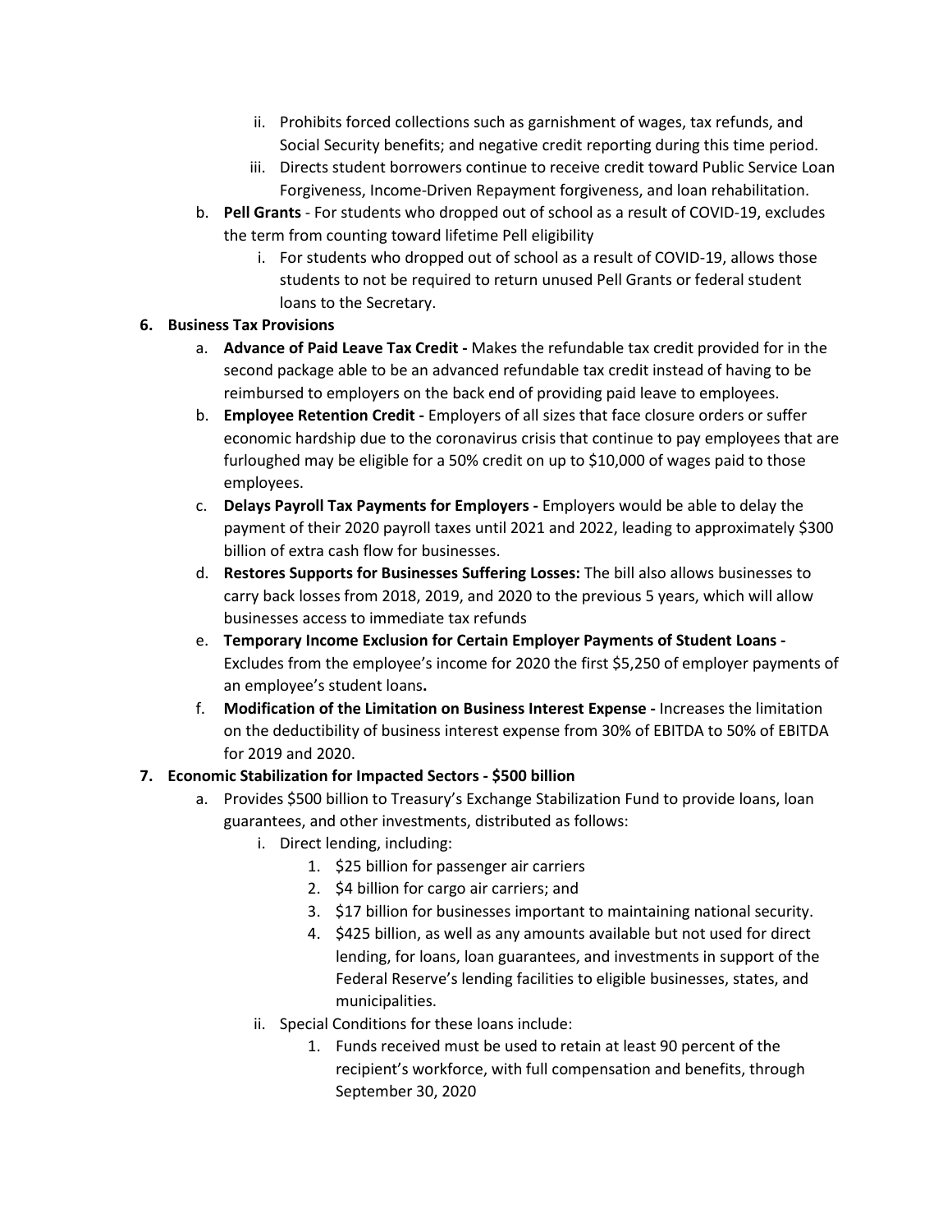ii. Prohibits forced collections such as garnishment of wages, tax refunds, and Social Security benefits; and negative credit reporting during this time period.
   iii. Directs student borrowers continue to receive credit toward Public Service Loan Forgiveness, Income-Driven Repayment forgiveness, and loan rehabilitation.

b. **Pell Grants** - For students who dropped out of school as a result of COVID-19, excludes the term from counting toward lifetime Pell eligibility
   i. For students who dropped out of school as a result of COVID-19, allows those students to not be required to return unused Pell Grants or federal student loans to the Secretary.

6. **Business Tax Provisions**
   a. **Advance of Paid Leave Tax Credit -** Makes the refundable tax credit provided for in the second package able to be an advanced refundable tax credit instead of having to be reimbursed to employers on the back end of providing paid leave to employees.
   b. **Employee Retention Credit -** Employers of all sizes that face closure orders or suffer economic hardship due to the coronavirus crisis that continue to pay employees that are furloughed may be eligible for a 50% credit on up to $10,000 of wages paid to those employees.
   c. **Delays Payroll Tax Payments for Employers -** Employers would be able to delay the payment of their 2020 payroll taxes until 2021 and 2022, leading to approximately $300 billion of extra cash flow for businesses.
   d. **Restores Supports for Businesses Suffering Losses:** The bill also allows businesses to carry back losses from 2018, 2019, and 2020 to the previous 5 years, which will allow businesses access to immediate tax refunds
   e. **Temporary Income Exclusion for Certain Employer Payments of Student Loans -** Excludes from the employee's income for 2020 the first $5,250 of employer payments of an employee's student loans**.**
   f. **Modification of the Limitation on Business Interest Expense -** Increases the limitation on the deductibility of business interest expense from 30% of EBITDA to 50% of EBITDA for 2019 and 2020.

7. **Economic Stabilization for Impacted Sectors - $500 billion**
   a. Provides $500 billion to Treasury's Exchange Stabilization Fund to provide loans, loan guarantees, and other investments, distributed as follows:
      i. Direct lending, including:
         1. $25 billion for passenger air carriers
         2. $4 billion for cargo air carriers; and
         3. $17 billion for businesses important to maintaining national security.
         4. $425 billion, as well as any amounts available but not used for direct lending, for loans, loan guarantees, and investments in support of the Federal Reserve's lending facilities to eligible businesses, states, and municipalities.
      ii. Special Conditions for these loans include:
         1. Funds received must be used to retain at least 90 percent of the recipient's workforce, with full compensation and benefits, through September 30, 2020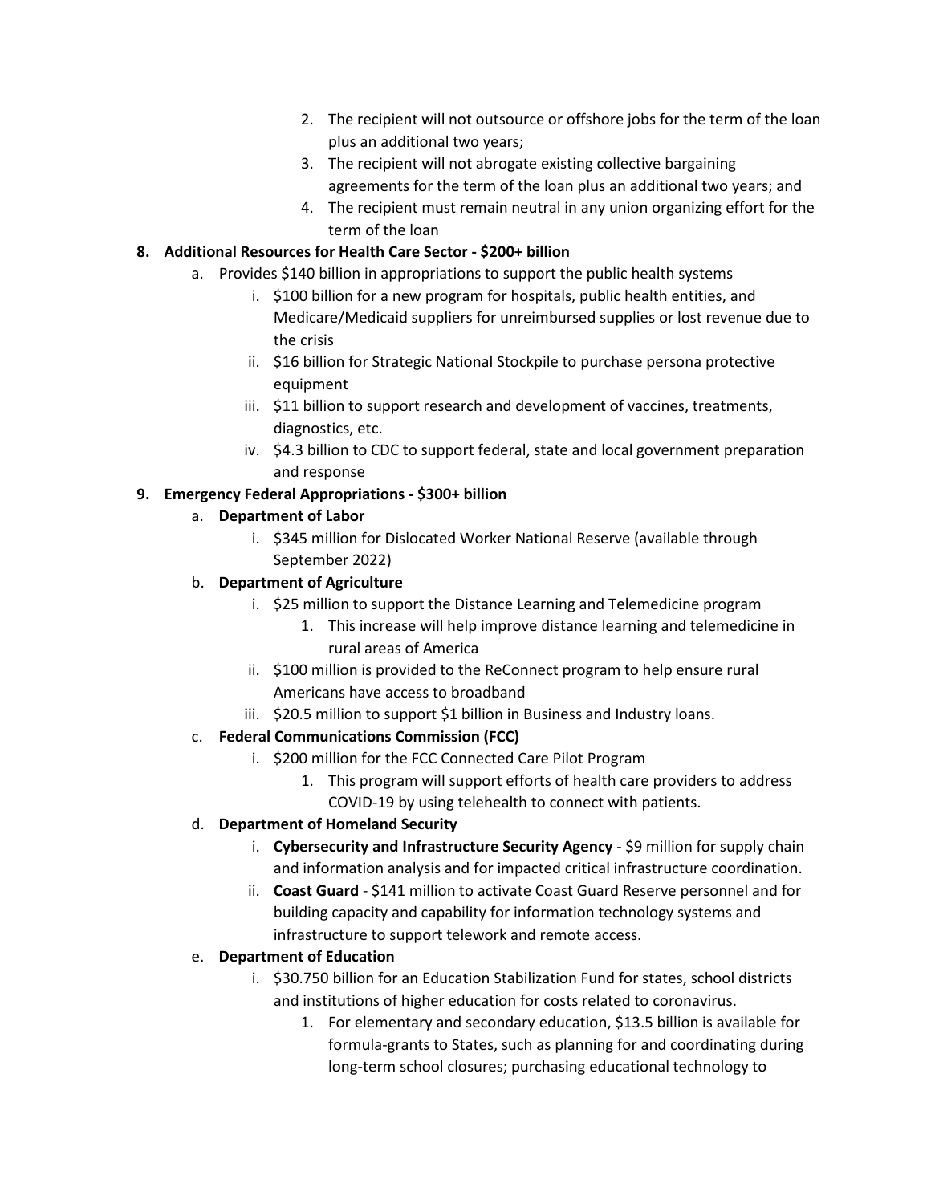2. The recipient will not outsource or offshore jobs for the term of the loan plus an additional two years;
3. The recipient will not abrogate existing collective bargaining agreements for the term of the loan plus an additional two years; and
4. The recipient must remain neutral in any union organizing effort for the term of the loan

8. **Additional Resources for Health Care Sector - $200+ billion**
    a. Provides $140 billion in appropriations to support the public health systems
        i. $100 billion for a new program for hospitals, public health entities, and Medicare/Medicaid suppliers for unreimbursed supplies or lost revenue due to the crisis
        ii. $16 billion for Strategic National Stockpile to purchase persona protective equipment
        iii. $11 billion to support research and development of vaccines, treatments, diagnostics, etc.
        iv. $4.3 billion to CDC to support federal, state and local government preparation and response

9. **Emergency Federal Appropriations - $300+ billion**
    a. **Department of Labor**
        i. $345 million for Dislocated Worker National Reserve (available through September 2022)
    b. **Department of Agriculture**
        i. $25 million to support the Distance Learning and Telemedicine program
            1. This increase will help improve distance learning and telemedicine in rural areas of America
        ii. $100 million is provided to the ReConnect program to help ensure rural Americans have access to broadband
        iii. $20.5 million to support $1 billion in Business and Industry loans.
    c. **Federal Communications Commission (FCC)**
        i. $200 million for the FCC Connected Care Pilot Program
            1. This program will support efforts of health care providers to address COVID-19 by using telehealth to connect with patients.
    d. **Department of Homeland Security**
        i. **Cybersecurity and Infrastructure Security Agency** - $9 million for supply chain and information analysis and for impacted critical infrastructure coordination.
        ii. **Coast Guard** - $141 million to activate Coast Guard Reserve personnel and for building capacity and capability for information technology systems and infrastructure to support telework and remote access.
    e. **Department of Education**
        i. $30.750 billion for an Education Stabilization Fund for states, school districts and institutions of higher education for costs related to coronavirus.
            1. For elementary and secondary education, $13.5 billion is available for formula-grants to States, such as planning for and coordinating during long-term school closures; purchasing educational technology to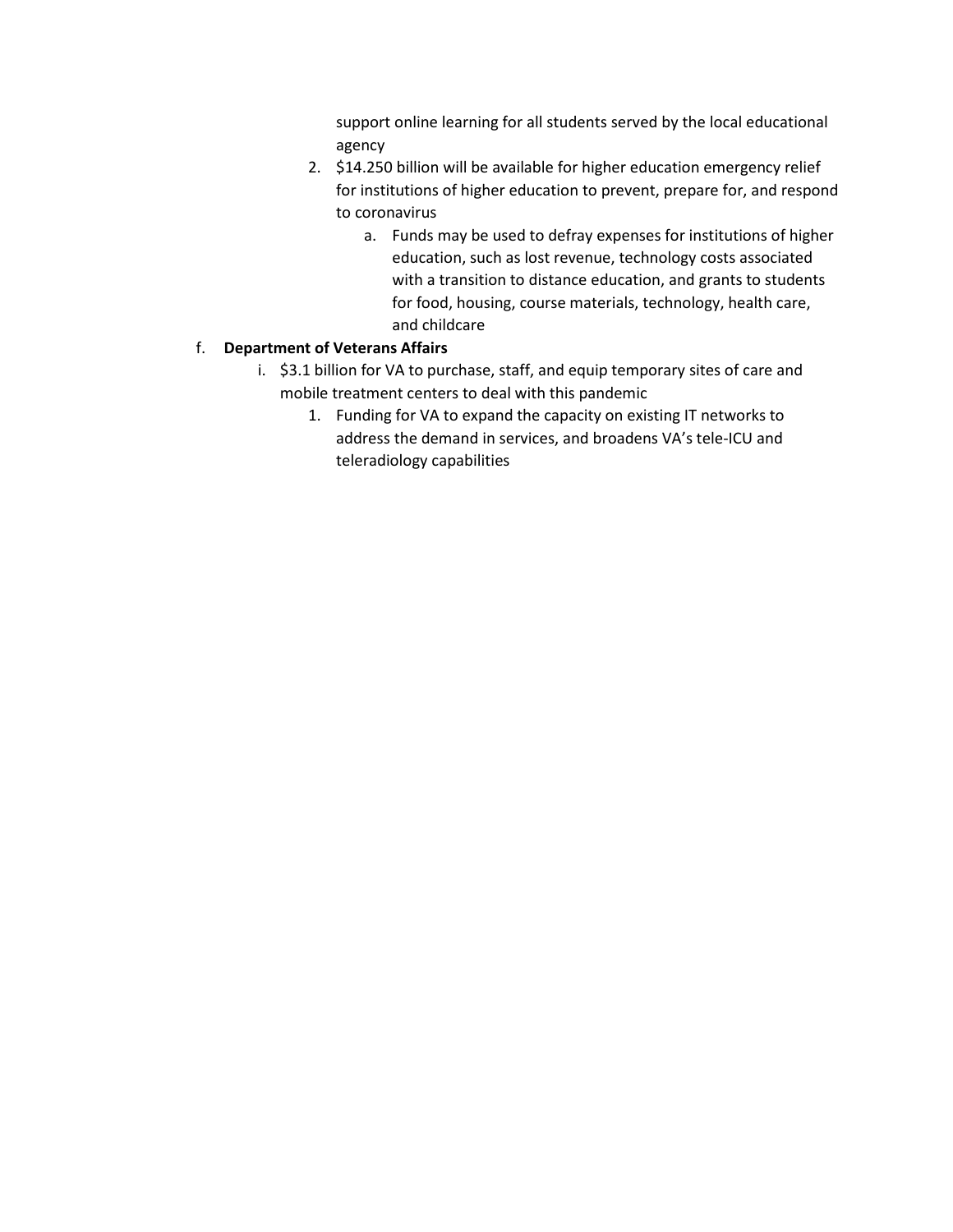support online learning for all students served by the local educational agency

2. $14.250 billion will be available for higher education emergency relief for institutions of higher education to prevent, prepare for, and respond to coronavirus
    a. Funds may be used to defray expenses for institutions of higher education, such as lost revenue, technology costs associated with a transition to distance education, and grants to students for food, housing, course materials, technology, health care, and childcare

f. **Department of Veterans Affairs**
    i. $3.1 billion for VA to purchase, staff, and equip temporary sites of care and mobile treatment centers to deal with this pandemic
        1. Funding for VA to expand the capacity on existing IT networks to address the demand in services, and broadens VA's tele-ICU and teleradiology capabilities